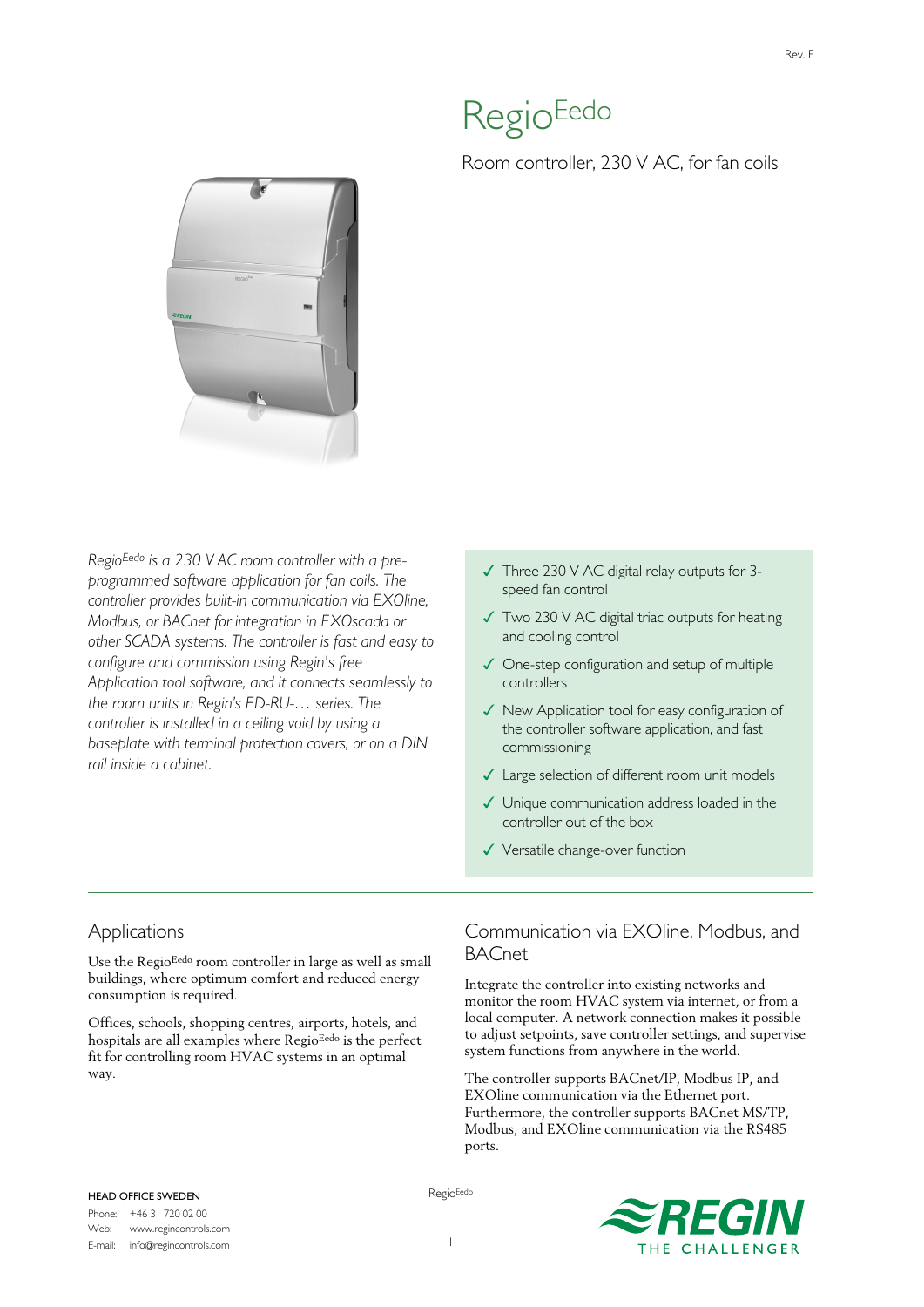Rev. F

# Regio[Eedo]

Room controller, 230 V AC, for fan coils

*Regio[Eedo] is a 230 V AC room controller with a pre-programmed software application for fan coils. The controller provides built-in communication via EXOline, Modbus, or BACnet for integration in EXOscada or other SCADA systems. The controller is fast and easy to configure and commission using Regin's free Application tool software, and it connects seamlessly to the room units in Regin's ED-RU-… series. The controller is installed in a ceiling void by using a baseplate with terminal protection covers, or on a DIN rail inside a cabinet.*

- ✓ Three 230 V AC digital relay outputs for 3-speed fan control
- ✓ Two 230 V AC digital triac outputs for heating and cooling control
- ✓ One-step configuration and setup of multiple controllers
- ✓ New Application tool for easy configuration of the controller software application, and fast commissioning
- ✓ Large selection of different room unit models
- ✓ Unique communication address loaded in the controller out of the box
- ✓ Versatile change-over function

## Applications

Use the Regio[Eedo] room controller in large as well as small buildings, where optimum comfort and reduced energy consumption is required.

Offices, schools, shopping centres, airports, hotels, and hospitals are all examples where Regio[Eedo] is the perfect fit for controlling room HVAC systems in an optimal way.

## Communication via EXOline, Modbus, and BACnet

Integrate the controller into existing networks and monitor the room HVAC system via internet, or from a local computer. A network connection makes it possible to adjust setpoints, save controller settings, and supervise system functions from anywhere in the world.

The controller supports BACnet/IP, Modbus IP, and EXOline communication via the Ethernet port. Furthermore, the controller supports BACnet MS/TP, Modbus, and EXOline communication via the RS485 ports.

HEAD OFFICE SWEDEN
Phone: +46 31 720 02 00
Web: www.regincontrols.com
E-mail: info@regincontrols.com

REGIN THE CHALLENGER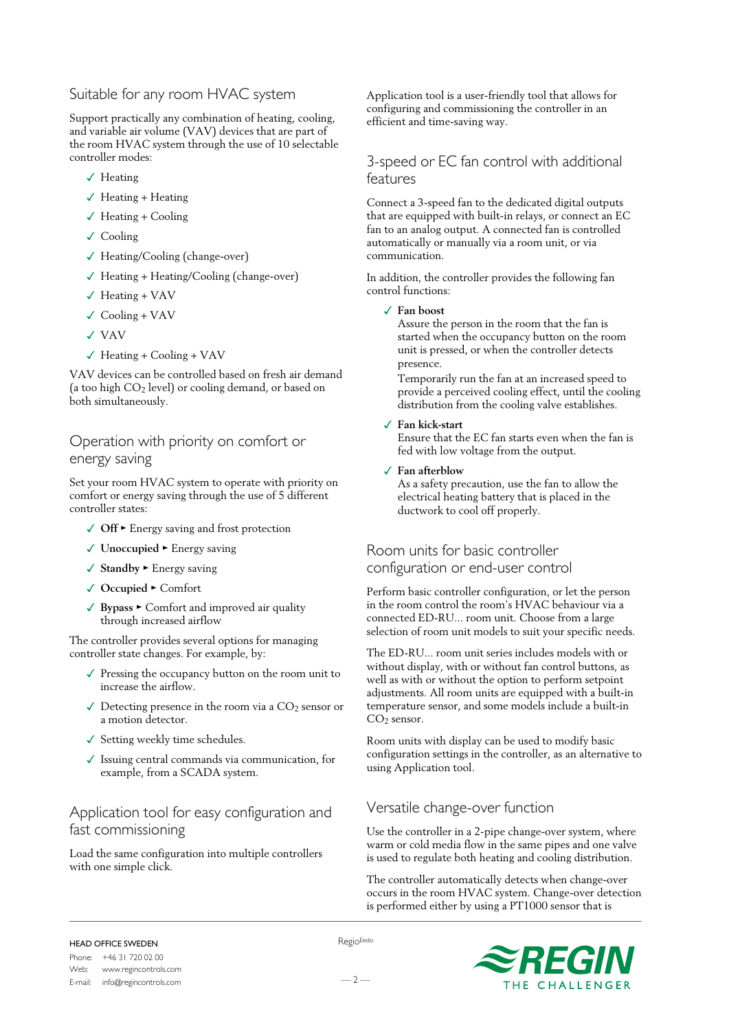## Suitable for any room HVAC system

Support practically any combination of heating, cooling, and variable air volume (VAV) devices that are part of the room HVAC system through the use of 10 selectable controller modes:

- ✓ Heating
- ✓ Heating + Heating
- ✓ Heating + Cooling
- ✓ Cooling
- ✓ Heating/Cooling (change-over)
- ✓ Heating + Heating/Cooling (change-over)
- ✓ Heating + VAV
- ✓ Cooling + VAV
- ✓ VAV
- ✓ Heating + Cooling + VAV

VAV devices can be controlled based on fresh air demand (a too high $CO_2$ level) or cooling demand, or based on both simultaneously.

## Operation with priority on comfort or energy saving

Set your room HVAC system to operate with priority on comfort or energy saving through the use of 5 different controller states:

- ✓ **Off** ▸ Energy saving and frost protection
- ✓ **Unoccupied** ▸ Energy saving
- ✓ **Standby** ▸ Energy saving
- ✓ **Occupied** ▸ Comfort
- ✓ **Bypass** ▸ Comfort and improved air quality through increased airflow

The controller provides several options for managing controller state changes. For example, by:

- ✓ Pressing the occupancy button on the room unit to increase the airflow.
- ✓ Detecting presence in the room via a $CO_2$ sensor or a motion detector.
- ✓ Setting weekly time schedules.
- ✓ Issuing central commands via communication, for example, from a SCADA system.

## Application tool for easy configuration and fast commissioning

Load the same configuration into multiple controllers with one simple click.

Application tool is a user-friendly tool that allows for configuring and commissioning the controller in an efficient and time-saving way.

## 3-speed or EC fan control with additional features

Connect a 3-speed fan to the dedicated digital outputs that are equipped with built-in relays, or connect an EC fan to an analog output. A connected fan is controlled automatically or manually via a room unit, or via communication.

In addition, the controller provides the following fan control functions:

- ✓ **Fan boost**
  Assure the person in the room that the fan is started when the occupancy button on the room unit is pressed, or when the controller detects presence.
  Temporarily run the fan at an increased speed to provide a perceived cooling effect, until the cooling distribution from the cooling valve establishes.
- ✓ **Fan kick-start**
  Ensure that the EC fan starts even when the fan is fed with low voltage from the output.
- ✓ **Fan afterblow**
  As a safety precaution, use the fan to allow the electrical heating battery that is placed in the ductwork to cool off properly.

## Room units for basic controller configuration or end-user control

Perform basic controller configuration, or let the person in the room control the room's HVAC behaviour via a connected ED-RU... room unit. Choose from a large selection of room unit models to suit your specific needs.

The ED-RU... room unit series includes models with or without display, with or without fan control buttons, as well as with or without the option to perform setpoint adjustments. All room units are equipped with a built-in temperature sensor, and some models include a built-in $CO_2$ sensor.

Room units with display can be used to modify basic configuration settings in the controller, as an alternative to using Application tool.

## Versatile change-over function

Use the controller in a 2-pipe change-over system, where warm or cold media flow in the same pipes and one valve is used to regulate both heating and cooling distribution.

The controller automatically detects when change-over occurs in the room HVAC system. Change-over detection is performed either by using a PT1000 sensor that is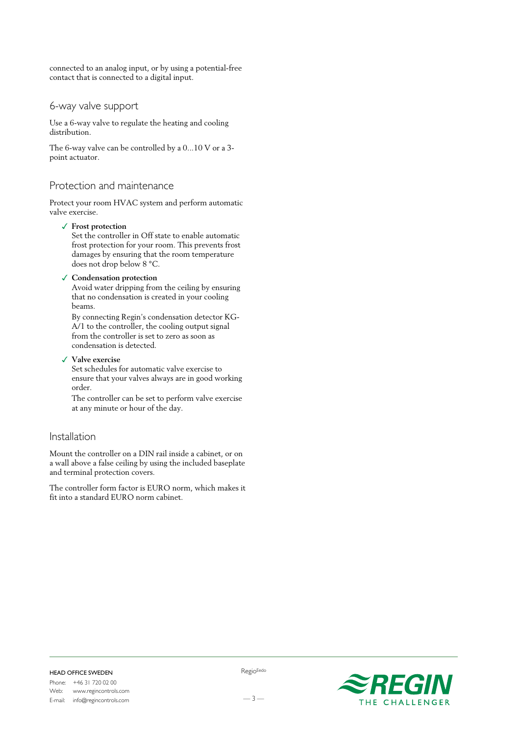connected to an analog input, or by using a potential-free contact that is connected to a digital input.

## 6-way valve support

Use a 6-way valve to regulate the heating and cooling distribution.

The 6-way valve can be controlled by a 0...10 V or a 3-point actuator.

## Protection and maintenance

Protect your room HVAC system and perform automatic valve exercise.

- ✓ **Frost protection**
  Set the controller in Off state to enable automatic frost protection for your room. This prevents frost damages by ensuring that the room temperature does not drop below 8 °C.
- ✓ **Condensation protection**
  Avoid water dripping from the ceiling by ensuring that no condensation is created in your cooling beams.
  By connecting Regin's condensation detector KG-A/1 to the controller, the cooling output signal from the controller is set to zero as soon as condensation is detected.
- ✓ **Valve exercise**
  Set schedules for automatic valve exercise to ensure that your valves always are in good working order.
  The controller can be set to perform valve exercise at any minute or hour of the day.

## Installation

Mount the controller on a DIN rail inside a cabinet, or on a wall above a false ceiling by using the included baseplate and terminal protection covers.

The controller form factor is EURO norm, which makes it fit into a standard EURO norm cabinet.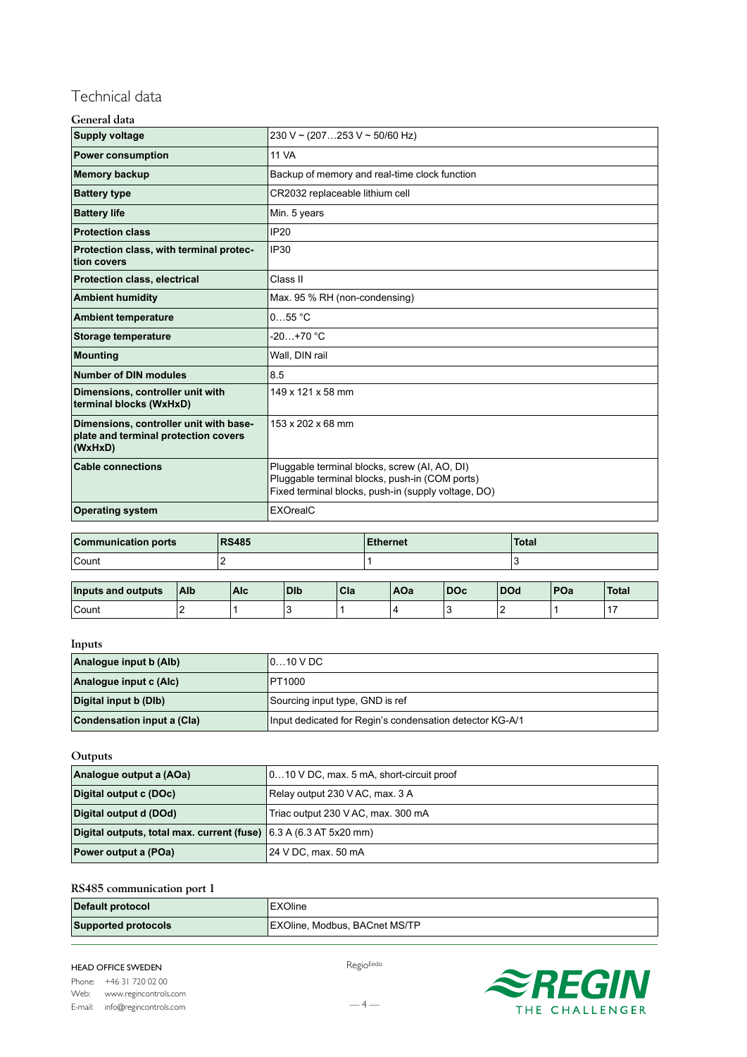# Technical data

### General data

| | |
|---|---|
| **Supply voltage** | 230 V ~ (207…253 V ~ 50/60 Hz) |
| **Power consumption** | 11 VA |
| **Memory backup** | Backup of memory and real-time clock function |
| **Battery type** | CR2032 replaceable lithium cell |
| **Battery life** | Min. 5 years |
| **Protection class** | IP20 |
| **Protection class, with terminal protection covers** | IP30 |
| **Protection class, electrical** | Class II |
| **Ambient humidity** | Max. 95 % RH (non-condensing) |
| **Ambient temperature** | 0…55 °C |
| **Storage temperature** | -20…+70 °C |
| **Mounting** | Wall, DIN rail |
| **Number of DIN modules** | 8.5 |
| **Dimensions, controller unit with terminal blocks (WxHxD)** | 149 x 121 x 58 mm |
| **Dimensions, controller unit with baseplate and terminal protection covers (WxHxD)** | 153 x 202 x 68 mm |
| **Cable connections** | Pluggable terminal blocks, screw (AI, AO, DI)<br>Pluggable terminal blocks, push-in (COM ports)<br>Fixed terminal blocks, push-in (supply voltage, DO) |
| **Operating system** | EXOrealC |

| Communication ports | RS485 | Ethernet | Total |
|---|---|---|---|
| Count | 2 | 1 | 3 |

| Inputs and outputs | AIb | AIc | DIb | CIa | AOa | DOc | DOd | POa | Total |
|---|---|---|---|---|---|---|---|---|---|
| Count | 2 | 1 | 3 | 1 | 4 | 3 | 2 | 1 | 17 |

### Inputs

| | |
|---|---|
| **Analogue input b (AIb)** | 0…10 V DC |
| **Analogue input c (AIc)** | PT1000 |
| **Digital input b (DIb)** | Sourcing input type, GND is ref |
| **Condensation input a (CIa)** | Input dedicated for Regin's condensation detector KG-A/1 |

### Outputs

| | |
|---|---|
| **Analogue output a (AOa)** | 0…10 V DC, max. 5 mA, short-circuit proof |
| **Digital output c (DOc)** | Relay output 230 V AC, max. 3 A |
| **Digital output d (DOd)** | Triac output 230 V AC, max. 300 mA |
| **Digital outputs, total max. current (fuse)** | 6.3 A (6.3 AT 5x20 mm) |
| **Power output a (POa)** | 24 V DC, max. 50 mA |

### RS485 communication port 1

| | |
|---|---|
| **Default protocol** | EXOline |
| **Supported protocols** | EXOline, Modbus, BACnet MS/TP |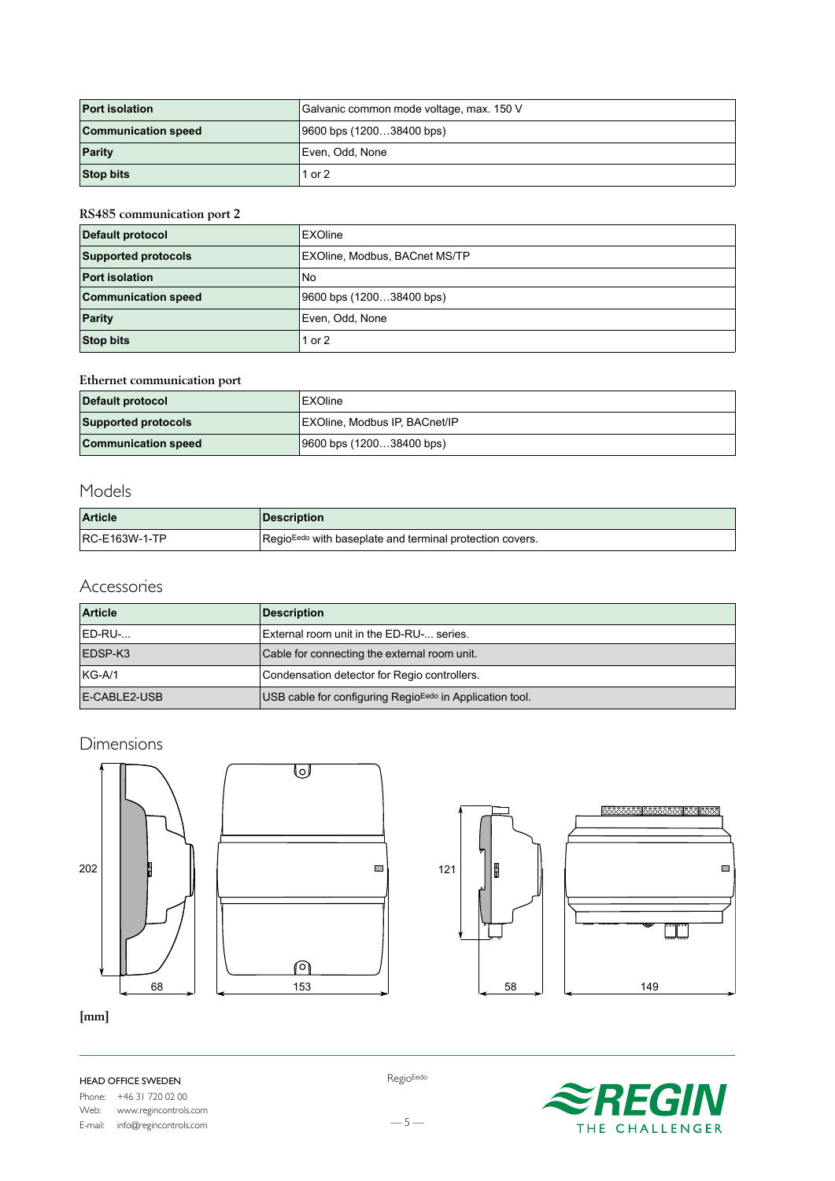| | |
|---|---|
| **Port isolation** | Galvanic common mode voltage, max. 150 V |
| **Communication speed** | 9600 bps (1200…38400 bps) |
| **Parity** | Even, Odd, None |
| **Stop bits** | 1 or 2 |

### RS485 communication port 2

| | |
|---|---|
| **Default protocol** | EXOline |
| **Supported protocols** | EXOline, Modbus, BACnet MS/TP |
| **Port isolation** | No |
| **Communication speed** | 9600 bps (1200…38400 bps) |
| **Parity** | Even, Odd, None |
| **Stop bits** | 1 or 2 |

### Ethernet communication port

| | |
|---|---|
| **Default protocol** | EXOline |
| **Supported protocols** | EXOline, Modbus IP, BACnet/IP |
| **Communication speed** | 9600 bps (1200…38400 bps) |

## Models

| Article | Description |
|---|---|
| RC-E163W-1-TP | Regio<sup>Eedo</sup> with baseplate and terminal protection covers. |

## Accessories

| Article | Description |
|---|---|
| ED-RU-... | External room unit in the ED-RU-... series. |
| EDSP-K3 | Cable for connecting the external room unit. |
| KG-A/1 | Condensation detector for Regio controllers. |
| E-CABLE2-USB | USB cable for configuring Regio<sup>Eedo</sup> in Application tool. |

## Dimensions

202

68

153

121

58

149

**[mm]**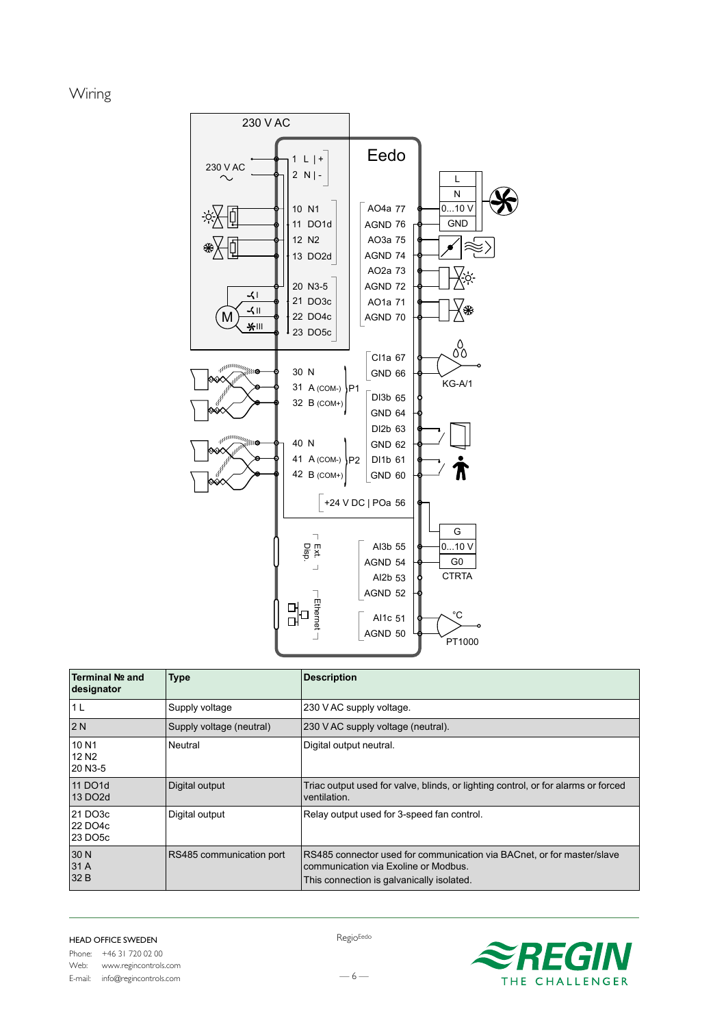## Wiring

230 V AC

Eedo

230 V AC

1 L | +
2 N | -
10 N1
11 DO1d
12 N2
13 DO2d
20 N3-5
21 DO3c
22 DO4c
23 DO5c

30 N
31 A (COM-)
32 B (COM+)
P1

40 N
41 A (COM-)
42 B (COM+)
P2

+24 V DC | POa 56

Ext. Disp.

Ethernet

AO4a 77
AGND 76
AO3a 75
AGND 74
AO2a 73
AGND 72
AO1a 71
AGND 70

CI1a 67
GND 66
DI3b 65
GND 64
DI2b 63
GND 62
DI1b 61
GND 60

AI3b 55
AGND 54
AI2b 53
AGND 52

AI1c 51
AGND 50

L
N
0...10 V
GND

KG-A/1

G
0...10 V
G0
CTRTA

°C
PT1000

| Terminal № and designator | Type | Description |
|---|---|---|
| 1 L | Supply voltage | 230 V AC supply voltage. |
| 2 N | Supply voltage (neutral) | 230 V AC supply voltage (neutral). |
| 10 N1<br>12 N2<br>20 N3-5 | Neutral | Digital output neutral. |
| 11 DO1d<br>13 DO2d | Digital output | Triac output used for valve, blinds, or lighting control, or for alarms or forced ventilation. |
| 21 DO3c<br>22 DO4c<br>23 DO5c | Digital output | Relay output used for 3-speed fan control. |
| 30 N<br>31 A<br>32 B | RS485 communication port | RS485 connector used for communication via BACnet, or for master/slave communication via Exoline or Modbus.<br>This connection is galvanically isolated. |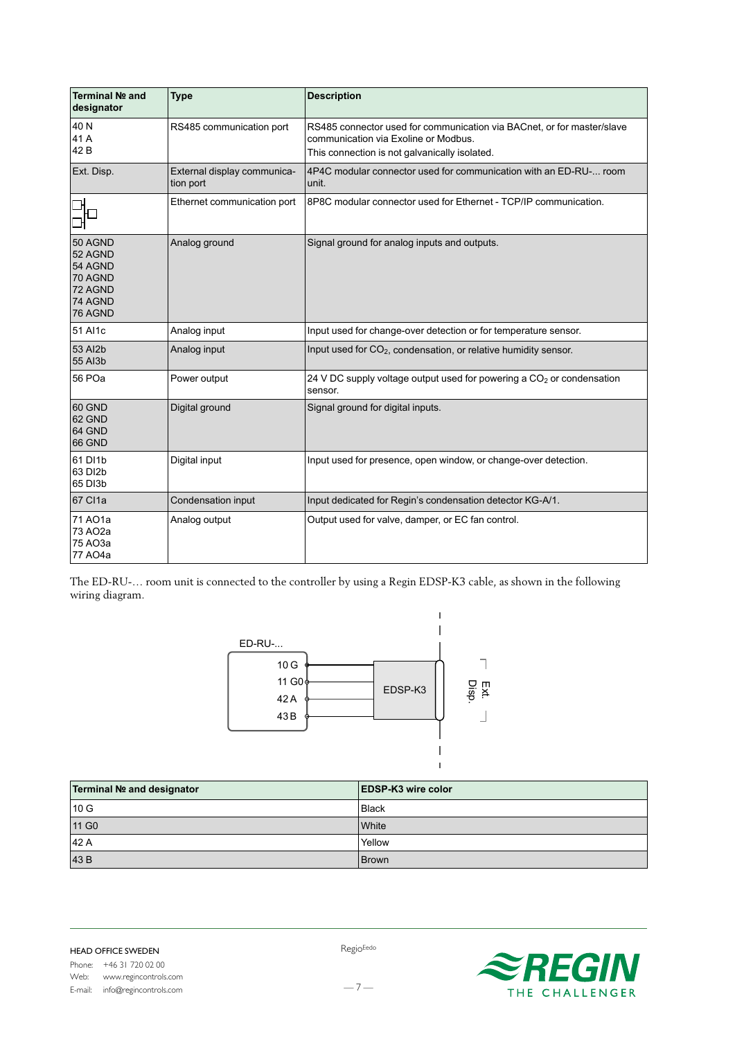| Terminal № and designator | Type | Description |
|---|---|---|
| 40 N<br>41 A<br>42 B | RS485 communication port | RS485 connector used for communication via BACnet, or for master/slave communication via Exoline or Modbus.<br>This connection is not galvanically isolated. |
| Ext. Disp. | External display communication port | 4P4C modular connector used for communication with an ED-RU-... room unit. |
| | Ethernet communication port | 8P8C modular connector used for Ethernet - TCP/IP communication. |
| 50 AGND<br>52 AGND<br>54 AGND<br>70 AGND<br>72 AGND<br>74 AGND<br>76 AGND | Analog ground | Signal ground for analog inputs and outputs. |
| 51 AI1c | Analog input | Input used for change-over detection or for temperature sensor. |
| 53 AI2b<br>55 AI3b | Analog input | Input used for $CO_2$, condensation, or relative humidity sensor. |
| 56 POa | Power output | 24 V DC supply voltage output used for powering a $CO_2$ or condensation sensor. |
| 60 GND<br>62 GND<br>64 GND<br>66 GND | Digital ground | Signal ground for digital inputs. |
| 61 DI1b<br>63 DI2b<br>65 DI3b | Digital input | Input used for presence, open window, or change-over detection. |
| 67 CI1a | Condensation input | Input dedicated for Regin's condensation detector KG-A/1. |
| 71 AO1a<br>73 AO2a<br>75 AO3a<br>77 AO4a | Analog output | Output used for valve, damper, or EC fan control. |

The ED-RU-… room unit is connected to the controller by using a Regin EDSP-K3 cable, as shown in the following wiring diagram.

ED-RU-...
10 G
11 G0
42 A
43 B
EDSP-K3
Ext. Disp.

| Terminal № and designator | EDSP-K3 wire color |
|---|---|
| 10 G | Black |
| 11 G0 | White |
| 42 A | Yellow |
| 43 B | Brown |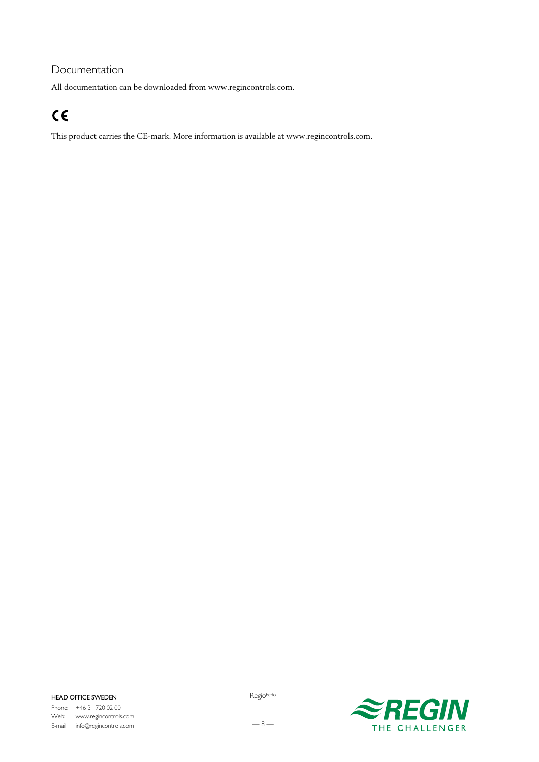## Documentation

All documentation can be downloaded from www.regincontrols.com.

CE

This product carries the CE-mark. More information is available at www.regincontrols.com.

HEAD OFFICE SWEDEN

Phone: +46 31 720 02 00
Web: www.regincontrols.com
E-mail: info@regincontrols.com